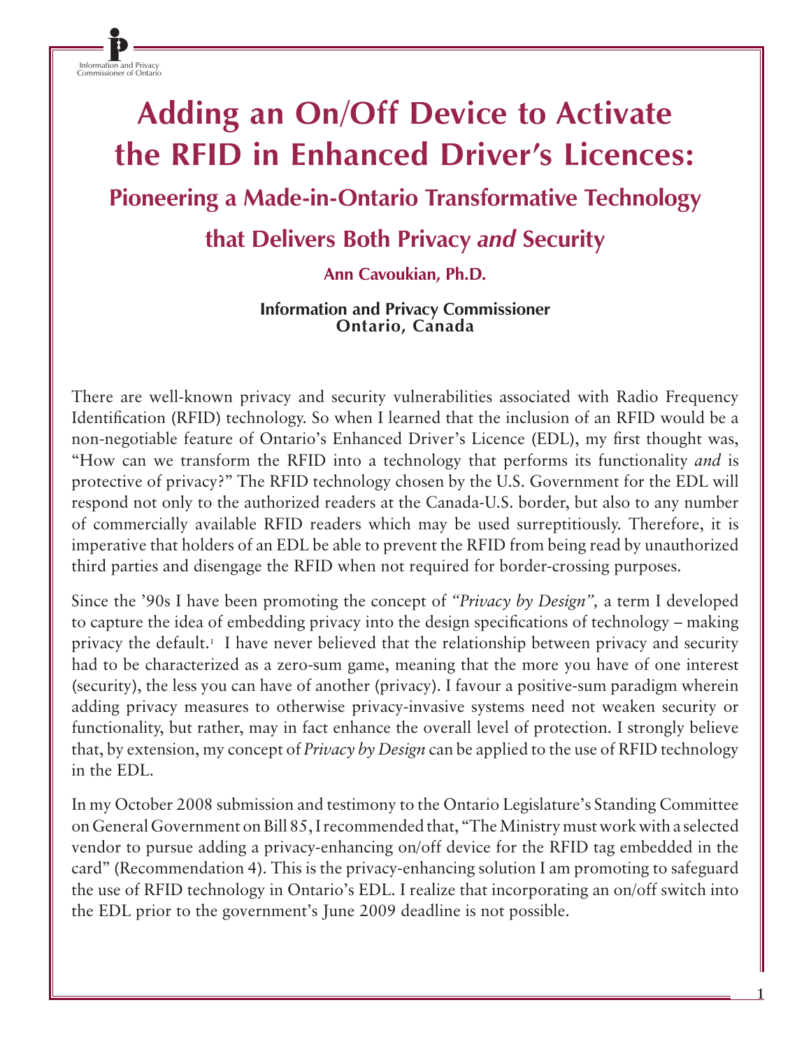Information and Privacy Commissioner of Ontario

# Adding an On/Off Device to Activate the RFID in Enhanced Driver's Licences:

## Pioneering a Made-in-Ontario Transformative Technology that Delivers Both Privacy *and* Security

**Ann Cavoukian, Ph.D.**

**Information and Privacy Commissioner**
**Ontario, Canada**

There are well-known privacy and security vulnerabilities associated with Radio Frequency Identification (RFID) technology. So when I learned that the inclusion of an RFID would be a non-negotiable feature of Ontario's Enhanced Driver's Licence (EDL), my first thought was, "How can we transform the RFID into a technology that performs its functionality *and* is protective of privacy?" The RFID technology chosen by the U.S. Government for the EDL will respond not only to the authorized readers at the Canada-U.S. border, but also to any number of commercially available RFID readers which may be used surreptitiously. Therefore, it is imperative that holders of an EDL be able to prevent the RFID from being read by unauthorized third parties and disengage the RFID when not required for border-crossing purposes.

Since the '90s I have been promoting the concept of *"Privacy by Design",* a term I developed to capture the idea of embedding privacy into the design specifications of technology – making privacy the default.[1] I have never believed that the relationship between privacy and security had to be characterized as a zero-sum game, meaning that the more you have of one interest (security), the less you can have of another (privacy). I favour a positive-sum paradigm wherein adding privacy measures to otherwise privacy-invasive systems need not weaken security or functionality, but rather, may in fact enhance the overall level of protection. I strongly believe that, by extension, my concept of *Privacy by Design* can be applied to the use of RFID technology in the EDL.

In my October 2008 submission and testimony to the Ontario Legislature's Standing Committee on General Government on Bill 85, I recommended that, "The Ministry must work with a selected vendor to pursue adding a privacy-enhancing on/off device for the RFID tag embedded in the card" (Recommendation 4). This is the privacy-enhancing solution I am promoting to safeguard the use of RFID technology in Ontario's EDL. I realize that incorporating an on/off switch into the EDL prior to the government's June 2009 deadline is not possible.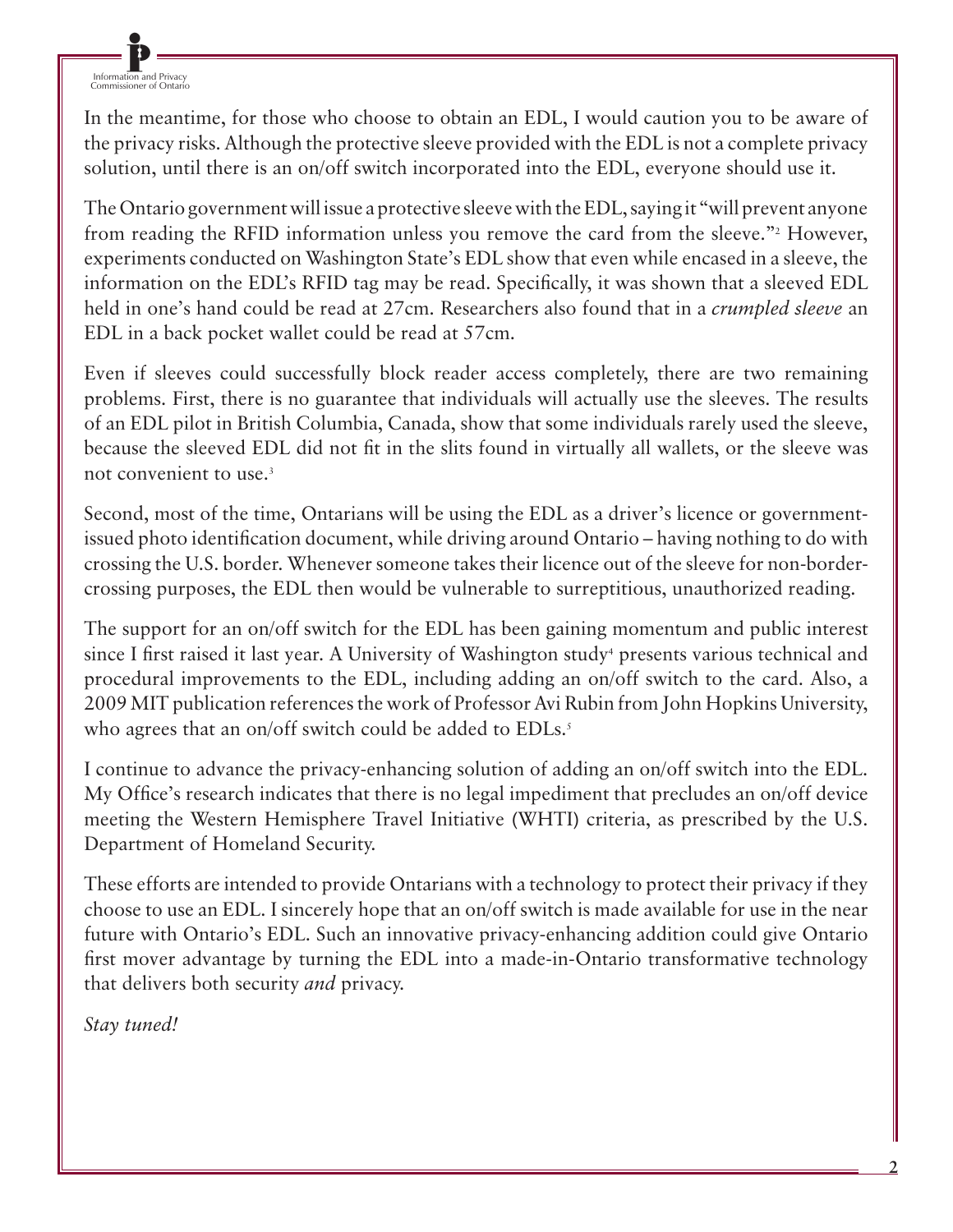In the meantime, for those who choose to obtain an EDL, I would caution you to be aware of the privacy risks. Although the protective sleeve provided with the EDL is not a complete privacy solution, until there is an on/off switch incorporated into the EDL, everyone should use it.

The Ontario government will issue a protective sleeve with the EDL, saying it "will prevent anyone from reading the RFID information unless you remove the card from the sleeve."[2] However, experiments conducted on Washington State's EDL show that even while encased in a sleeve, the information on the EDL's RFID tag may be read. Specifically, it was shown that a sleeved EDL held in one's hand could be read at 27cm. Researchers also found that in a *crumpled sleeve* an EDL in a back pocket wallet could be read at 57cm.

Even if sleeves could successfully block reader access completely, there are two remaining problems. First, there is no guarantee that individuals will actually use the sleeves. The results of an EDL pilot in British Columbia, Canada, show that some individuals rarely used the sleeve, because the sleeved EDL did not fit in the slits found in virtually all wallets, or the sleeve was not convenient to use.[3]

Second, most of the time, Ontarians will be using the EDL as a driver's licence or government-issued photo identification document, while driving around Ontario – having nothing to do with crossing the U.S. border. Whenever someone takes their licence out of the sleeve for non-border-crossing purposes, the EDL then would be vulnerable to surreptitious, unauthorized reading.

The support for an on/off switch for the EDL has been gaining momentum and public interest since I first raised it last year. A University of Washington study[4] presents various technical and procedural improvements to the EDL, including adding an on/off switch to the card. Also, a 2009 MIT publication references the work of Professor Avi Rubin from John Hopkins University, who agrees that an on/off switch could be added to EDLs.[5]

I continue to advance the privacy-enhancing solution of adding an on/off switch into the EDL. My Office's research indicates that there is no legal impediment that precludes an on/off device meeting the Western Hemisphere Travel Initiative (WHTI) criteria, as prescribed by the U.S. Department of Homeland Security.

These efforts are intended to provide Ontarians with a technology to protect their privacy if they choose to use an EDL. I sincerely hope that an on/off switch is made available for use in the near future with Ontario's EDL. Such an innovative privacy-enhancing addition could give Ontario first mover advantage by turning the EDL into a made-in-Ontario transformative technology that delivers both security *and* privacy.

*Stay tuned!*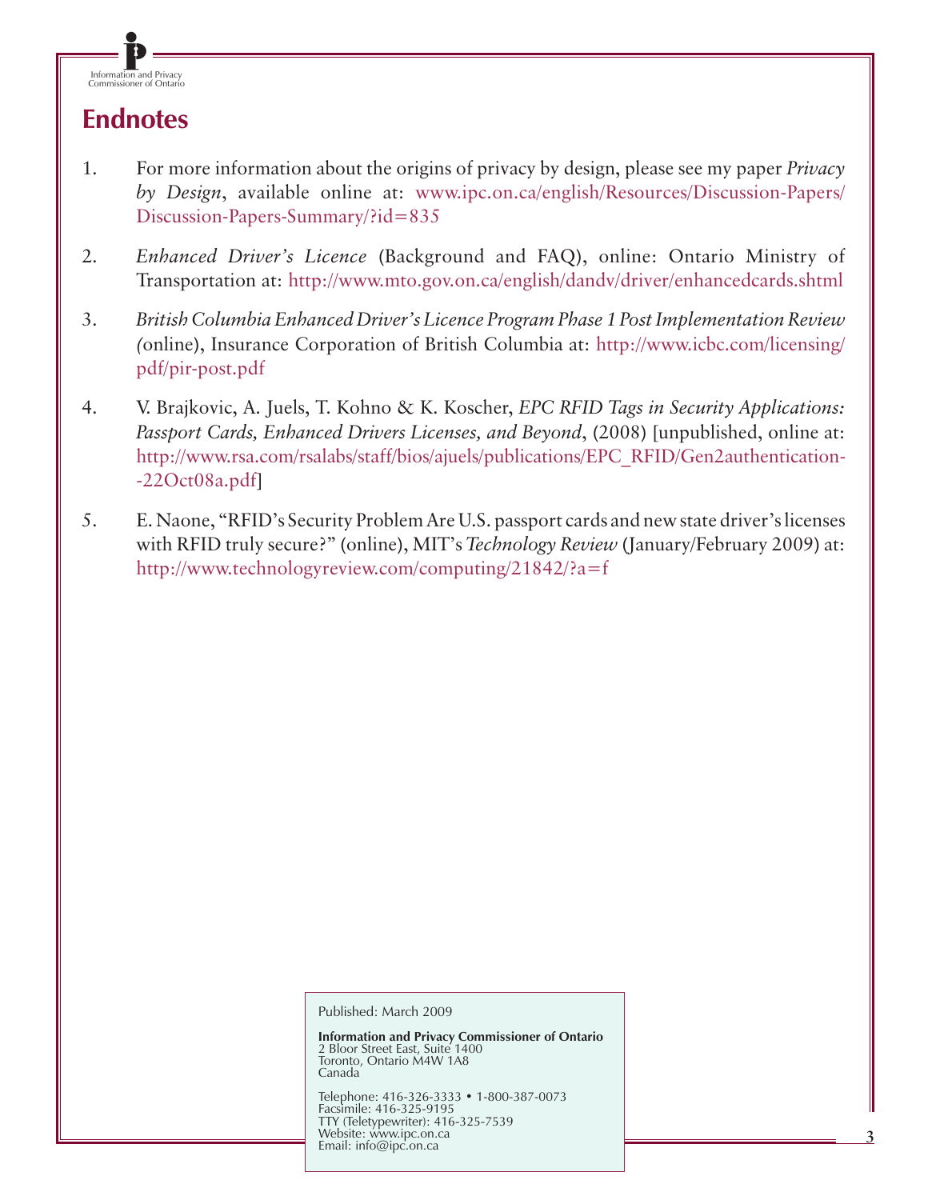## Endnotes

1. For more information about the origins of privacy by design, please see my paper *Privacy by Design*, available online at: www.ipc.on.ca/english/Resources/Discussion-Papers/Discussion-Papers-Summary/?id=835

2. *Enhanced Driver's Licence* (Background and FAQ), online: Ontario Ministry of Transportation at: http://www.mto.gov.on.ca/english/dandv/driver/enhancedcards.shtml

3. *British Columbia Enhanced Driver's Licence Program Phase 1 Post Implementation Review* (online), Insurance Corporation of British Columbia at: http://www.icbc.com/licensing/pdf/pir-post.pdf

4. V. Brajkovic, A. Juels, T. Kohno & K. Koscher, *EPC RFID Tags in Security Applications: Passport Cards, Enhanced Drivers Licenses, and Beyond*, (2008) [unpublished, online at: http://www.rsa.com/rsalabs/staff/bios/ajuels/publications/EPC_RFID/Gen2authentication--22Oct08a.pdf]

5. E. Naone, "RFID's Security Problem Are U.S. passport cards and new state driver's licenses with RFID truly secure?" (online), MIT's *Technology Review* (January/February 2009) at: http://www.technologyreview.com/computing/21842/?a=f

Published: March 2009

**Information and Privacy Commissioner of Ontario**
2 Bloor Street East, Suite 1400
Toronto, Ontario M4W 1A8
Canada

Telephone: 416-326-3333 • 1-800-387-0073
Facsimile: 416-325-9195
TTY (Teletypewriter): 416-325-7539
Website: www.ipc.on.ca
Email: info@ipc.on.ca